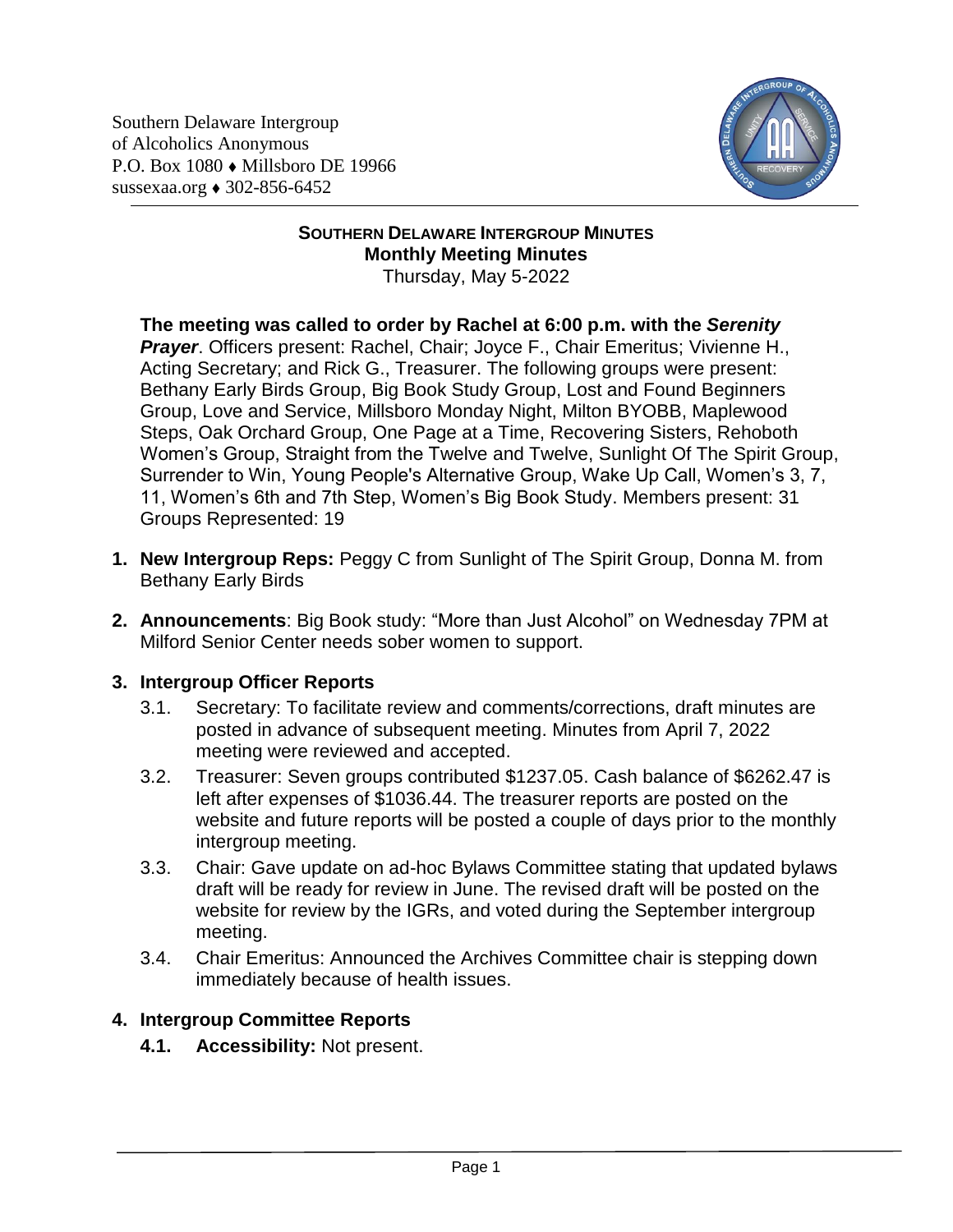Southern Delaware Intergroup
of Alcoholics Anonymous
P.O. Box 1080 ♦ Millsboro DE 19966
sussexaa.org ♦ 302-856-6452

# SOUTHERN DELAWARE INTERGROUP MINUTES

## Monthly Meeting Minutes

Thursday, May 5-2022

**The meeting was called to order by Rachel at 6:00 p.m. with the *Serenity Prayer***. Officers present: Rachel, Chair; Joyce F., Chair Emeritus; Vivienne H., Acting Secretary; and Rick G., Treasurer. The following groups were present: Bethany Early Birds Group, Big Book Study Group, Lost and Found Beginners Group, Love and Service, Millsboro Monday Night, Milton BYOBB, Maplewood Steps, Oak Orchard Group, One Page at a Time, Recovering Sisters, Rehoboth Women's Group, Straight from the Twelve and Twelve, Sunlight Of The Spirit Group, Surrender to Win, Young People's Alternative Group, Wake Up Call, Women's 3, 7, 11, Women's 6th and 7th Step, Women's Big Book Study. Members present: 31 Groups Represented: 19

1. **New Intergroup Reps:** Peggy C from Sunlight of The Spirit Group, Donna M. from Bethany Early Birds
2. **Announcements**: Big Book study: "More than Just Alcohol" on Wednesday 7PM at Milford Senior Center needs sober women to support.
3. **Intergroup Officer Reports**
   - 3.1. Secretary: To facilitate review and comments/corrections, draft minutes are posted in advance of subsequent meeting. Minutes from April 7, 2022 meeting were reviewed and accepted.
   - 3.2. Treasurer: Seven groups contributed $1237.05. Cash balance of $6262.47 is left after expenses of $1036.44. The treasurer reports are posted on the website and future reports will be posted a couple of days prior to the monthly intergroup meeting.
   - 3.3. Chair: Gave update on ad-hoc Bylaws Committee stating that updated bylaws draft will be ready for review in June. The revised draft will be posted on the website for review by the IGRs, and voted during the September intergroup meeting.
   - 3.4. Chair Emeritus: Announced the Archives Committee chair is stepping down immediately because of health issues.
4. **Intergroup Committee Reports**
   - **4.1. Accessibility:** Not present.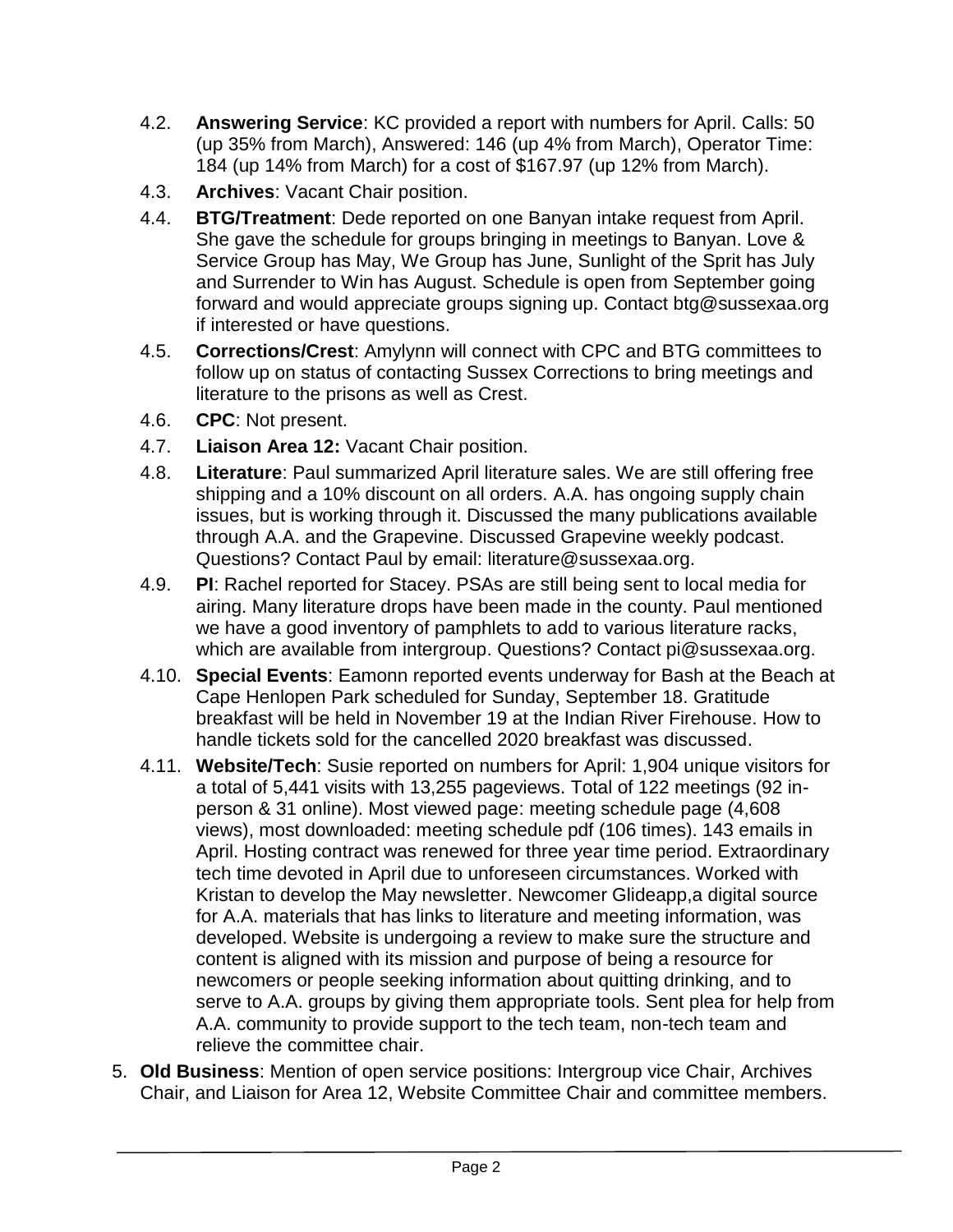4.2. **Answering Service**: KC provided a report with numbers for April. Calls: 50 (up 35% from March), Answered: 146 (up 4% from March), Operator Time: 184 (up 14% from March) for a cost of $167.97 (up 12% from March).

4.3. **Archives**: Vacant Chair position.

4.4. **BTG/Treatment**: Dede reported on one Banyan intake request from April. She gave the schedule for groups bringing in meetings to Banyan. Love & Service Group has May, We Group has June, Sunlight of the Sprit has July and Surrender to Win has August. Schedule is open from September going forward and would appreciate groups signing up. Contact btg@sussexaa.org if interested or have questions.

4.5. **Corrections/Crest**: Amylynn will connect with CPC and BTG committees to follow up on status of contacting Sussex Corrections to bring meetings and literature to the prisons as well as Crest.

4.6. **CPC**: Not present.

4.7. **Liaison Area 12:** Vacant Chair position.

4.8. **Literature**: Paul summarized April literature sales. We are still offering free shipping and a 10% discount on all orders. A.A. has ongoing supply chain issues, but is working through it. Discussed the many publications available through A.A. and the Grapevine. Discussed Grapevine weekly podcast. Questions? Contact Paul by email: literature@sussexaa.org.

4.9. **PI**: Rachel reported for Stacey. PSAs are still being sent to local media for airing. Many literature drops have been made in the county. Paul mentioned we have a good inventory of pamphlets to add to various literature racks, which are available from intergroup. Questions? Contact pi@sussexaa.org.

4.10. **Special Events**: Eamonn reported events underway for Bash at the Beach at Cape Henlopen Park scheduled for Sunday, September 18. Gratitude breakfast will be held in November 19 at the Indian River Firehouse. How to handle tickets sold for the cancelled 2020 breakfast was discussed.

4.11. **Website/Tech**: Susie reported on numbers for April: 1,904 unique visitors for a total of 5,441 visits with 13,255 pageviews. Total of 122 meetings (92 in-person & 31 online). Most viewed page: meeting schedule page (4,608 views), most downloaded: meeting schedule pdf (106 times). 143 emails in April. Hosting contract was renewed for three year time period. Extraordinary tech time devoted in April due to unforeseen circumstances. Worked with Kristan to develop the May newsletter. Newcomer Glideapp,a digital source for A.A. materials that has links to literature and meeting information, was developed. Website is undergoing a review to make sure the structure and content is aligned with its mission and purpose of being a resource for newcomers or people seeking information about quitting drinking, and to serve to A.A. groups by giving them appropriate tools. Sent plea for help from A.A. community to provide support to the tech team, non-tech team and relieve the committee chair.

5. **Old Business**: Mention of open service positions: Intergroup vice Chair, Archives Chair, and Liaison for Area 12, Website Committee Chair and committee members.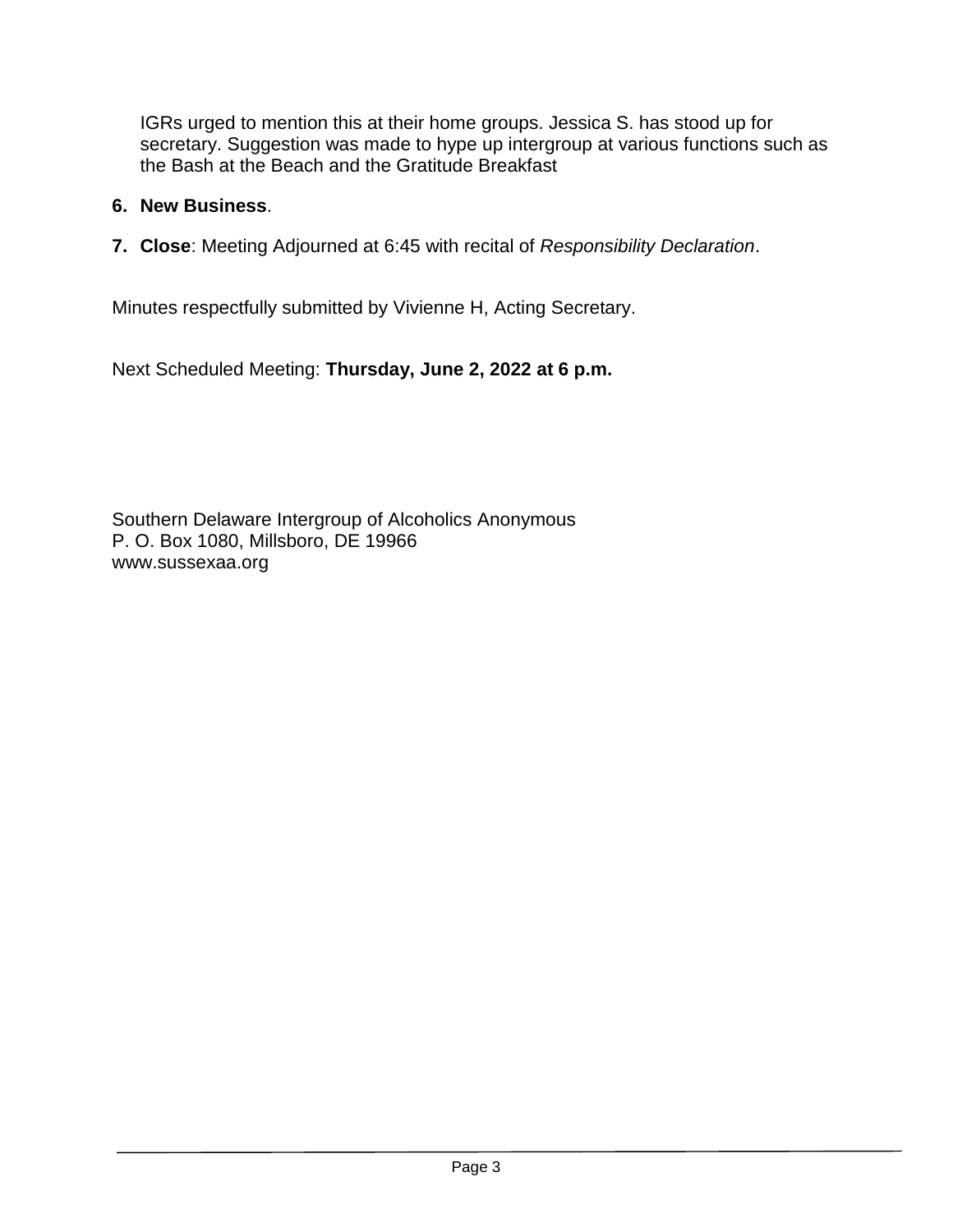IGRs urged to mention this at their home groups. Jessica S. has stood up for secretary. Suggestion was made to hype up intergroup at various functions such as the Bash at the Beach and the Gratitude Breakfast

6. **New Business**.

7. **Close**: Meeting Adjourned at 6:45 with recital of *Responsibility Declaration*.

Minutes respectfully submitted by Vivienne H, Acting Secretary.

Next Scheduled Meeting: **Thursday, June 2, 2022 at 6 p.m.**

Southern Delaware Intergroup of Alcoholics Anonymous
P. O. Box 1080, Millsboro, DE 19966
www.sussexaa.org